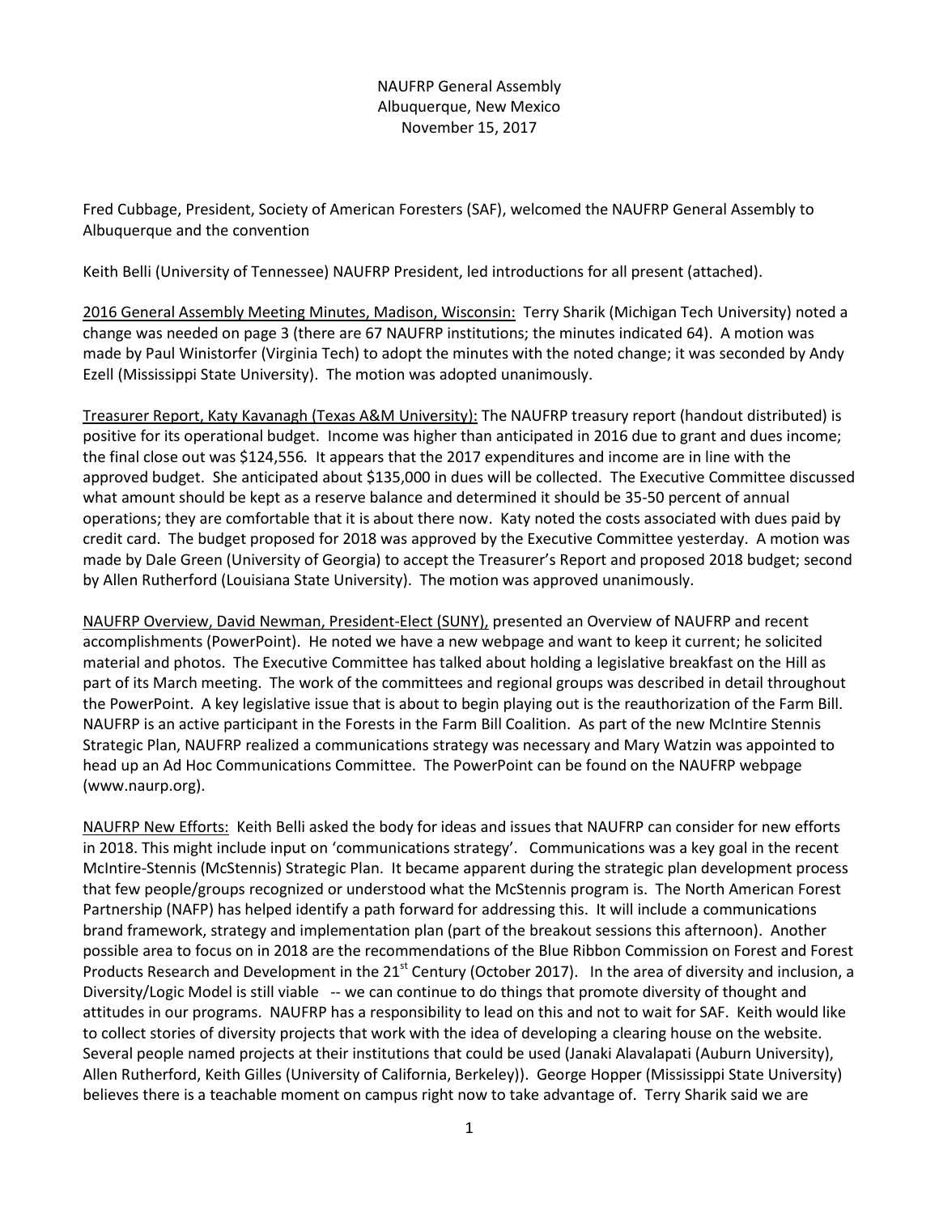NAUFRP General Assembly
Albuquerque, New Mexico
November 15, 2017

Fred Cubbage, President, Society of American Foresters (SAF), welcomed the NAUFRP General Assembly to Albuquerque and the convention

Keith Belli (University of Tennessee) NAUFRP President, led introductions for all present (attached).

2016 General Assembly Meeting Minutes, Madison, Wisconsin: Terry Sharik (Michigan Tech University) noted a change was needed on page 3 (there are 67 NAUFRP institutions; the minutes indicated 64). A motion was made by Paul Winistorfer (Virginia Tech) to adopt the minutes with the noted change; it was seconded by Andy Ezell (Mississippi State University). The motion was adopted unanimously.

Treasurer Report, Katy Kavanagh (Texas A&M University): The NAUFRP treasury report (handout distributed) is positive for its operational budget. Income was higher than anticipated in 2016 due to grant and dues income; the final close out was $124,556. It appears that the 2017 expenditures and income are in line with the approved budget. She anticipated about $135,000 in dues will be collected. The Executive Committee discussed what amount should be kept as a reserve balance and determined it should be 35-50 percent of annual operations; they are comfortable that it is about there now. Katy noted the costs associated with dues paid by credit card. The budget proposed for 2018 was approved by the Executive Committee yesterday. A motion was made by Dale Green (University of Georgia) to accept the Treasurer's Report and proposed 2018 budget; second by Allen Rutherford (Louisiana State University). The motion was approved unanimously.

NAUFRP Overview, David Newman, President-Elect (SUNY), presented an Overview of NAUFRP and recent accomplishments (PowerPoint). He noted we have a new webpage and want to keep it current; he solicited material and photos. The Executive Committee has talked about holding a legislative breakfast on the Hill as part of its March meeting. The work of the committees and regional groups was described in detail throughout the PowerPoint. A key legislative issue that is about to begin playing out is the reauthorization of the Farm Bill. NAUFRP is an active participant in the Forests in the Farm Bill Coalition. As part of the new McIntire Stennis Strategic Plan, NAUFRP realized a communications strategy was necessary and Mary Watzin was appointed to head up an Ad Hoc Communications Committee. The PowerPoint can be found on the NAUFRP webpage (www.naurp.org).

NAUFRP New Efforts: Keith Belli asked the body for ideas and issues that NAUFRP can consider for new efforts in 2018. This might include input on 'communications strategy'. Communications was a key goal in the recent McIntire-Stennis (McStennis) Strategic Plan. It became apparent during the strategic plan development process that few people/groups recognized or understood what the McStennis program is. The North American Forest Partnership (NAFP) has helped identify a path forward for addressing this. It will include a communications brand framework, strategy and implementation plan (part of the breakout sessions this afternoon). Another possible area to focus on in 2018 are the recommendations of the Blue Ribbon Commission on Forest and Forest Products Research and Development in the 21st Century (October 2017). In the area of diversity and inclusion, a Diversity/Logic Model is still viable -- we can continue to do things that promote diversity of thought and attitudes in our programs. NAUFRP has a responsibility to lead on this and not to wait for SAF. Keith would like to collect stories of diversity projects that work with the idea of developing a clearing house on the website. Several people named projects at their institutions that could be used (Janaki Alavalapati (Auburn University), Allen Rutherford, Keith Gilles (University of California, Berkeley)). George Hopper (Mississippi State University) believes there is a teachable moment on campus right now to take advantage of. Terry Sharik said we are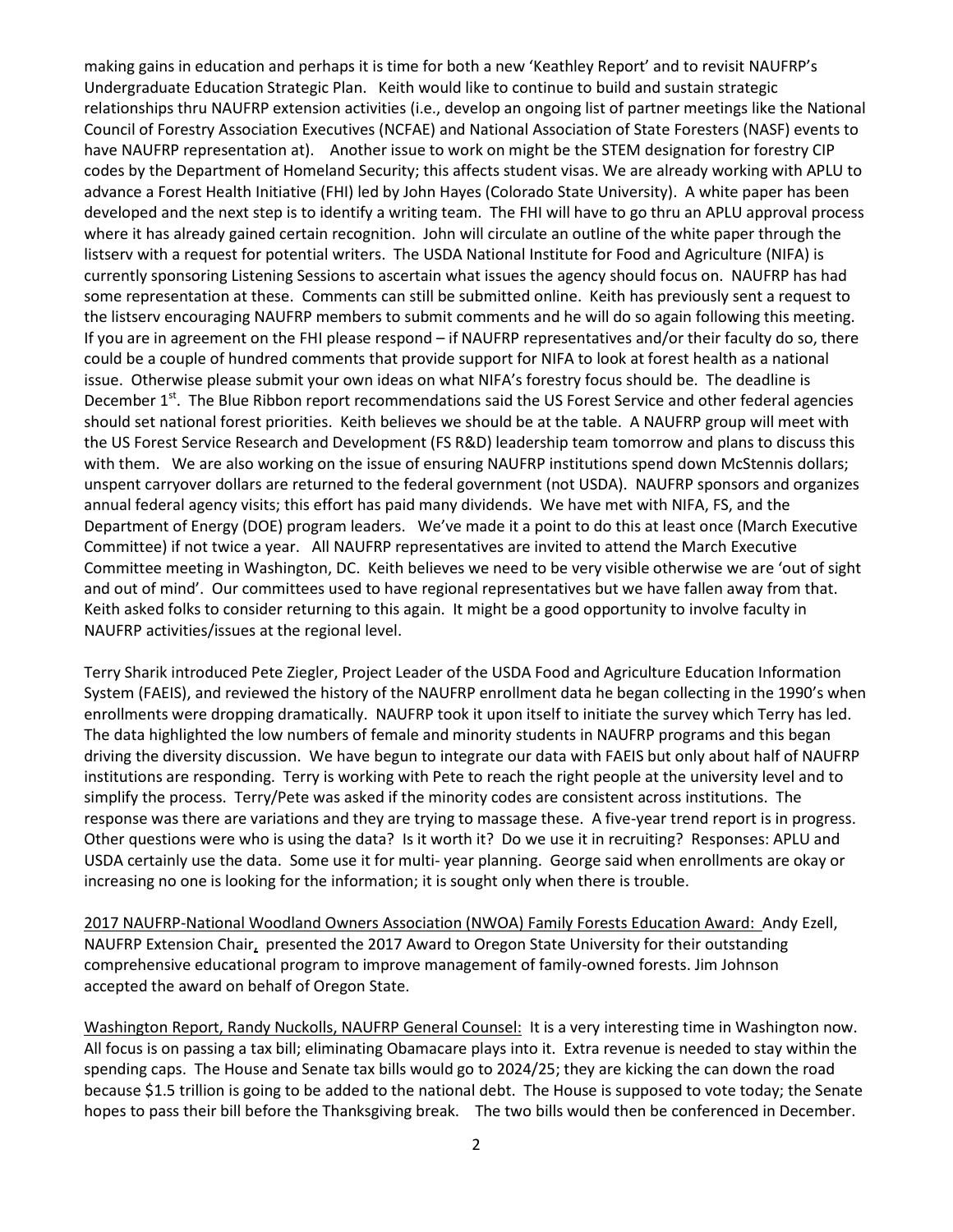making gains in education and perhaps it is time for both a new 'Keathley Report' and to revisit NAUFRP's Undergraduate Education Strategic Plan. Keith would like to continue to build and sustain strategic relationships thru NAUFRP extension activities (i.e., develop an ongoing list of partner meetings like the National Council of Forestry Association Executives (NCFAE) and National Association of State Foresters (NASF) events to have NAUFRP representation at). Another issue to work on might be the STEM designation for forestry CIP codes by the Department of Homeland Security; this affects student visas. We are already working with APLU to advance a Forest Health Initiative (FHI) led by John Hayes (Colorado State University). A white paper has been developed and the next step is to identify a writing team. The FHI will have to go thru an APLU approval process where it has already gained certain recognition. John will circulate an outline of the white paper through the listserv with a request for potential writers. The USDA National Institute for Food and Agriculture (NIFA) is currently sponsoring Listening Sessions to ascertain what issues the agency should focus on. NAUFRP has had some representation at these. Comments can still be submitted online. Keith has previously sent a request to the listserv encouraging NAUFRP members to submit comments and he will do so again following this meeting. If you are in agreement on the FHI please respond – if NAUFRP representatives and/or their faculty do so, there could be a couple of hundred comments that provide support for NIFA to look at forest health as a national issue. Otherwise please submit your own ideas on what NIFA's forestry focus should be. The deadline is December 1st. The Blue Ribbon report recommendations said the US Forest Service and other federal agencies should set national forest priorities. Keith believes we should be at the table. A NAUFRP group will meet with the US Forest Service Research and Development (FS R&D) leadership team tomorrow and plans to discuss this with them. We are also working on the issue of ensuring NAUFRP institutions spend down McStennis dollars; unspent carryover dollars are returned to the federal government (not USDA). NAUFRP sponsors and organizes annual federal agency visits; this effort has paid many dividends. We have met with NIFA, FS, and the Department of Energy (DOE) program leaders. We've made it a point to do this at least once (March Executive Committee) if not twice a year. All NAUFRP representatives are invited to attend the March Executive Committee meeting in Washington, DC. Keith believes we need to be very visible otherwise we are 'out of sight and out of mind'. Our committees used to have regional representatives but we have fallen away from that. Keith asked folks to consider returning to this again. It might be a good opportunity to involve faculty in NAUFRP activities/issues at the regional level.

Terry Sharik introduced Pete Ziegler, Project Leader of the USDA Food and Agriculture Education Information System (FAEIS), and reviewed the history of the NAUFRP enrollment data he began collecting in the 1990's when enrollments were dropping dramatically. NAUFRP took it upon itself to initiate the survey which Terry has led. The data highlighted the low numbers of female and minority students in NAUFRP programs and this began driving the diversity discussion. We have begun to integrate our data with FAEIS but only about half of NAUFRP institutions are responding. Terry is working with Pete to reach the right people at the university level and to simplify the process. Terry/Pete was asked if the minority codes are consistent across institutions. The response was there are variations and they are trying to massage these. A five-year trend report is in progress. Other questions were who is using the data? Is it worth it? Do we use it in recruiting? Responses: APLU and USDA certainly use the data. Some use it for multi- year planning. George said when enrollments are okay or increasing no one is looking for the information; it is sought only when there is trouble.

2017 NAUFRP-National Woodland Owners Association (NWOA) Family Forests Education Award: Andy Ezell, NAUFRP Extension Chair, presented the 2017 Award to Oregon State University for their outstanding comprehensive educational program to improve management of family-owned forests. Jim Johnson accepted the award on behalf of Oregon State.

Washington Report, Randy Nuckolls, NAUFRP General Counsel: It is a very interesting time in Washington now. All focus is on passing a tax bill; eliminating Obamacare plays into it. Extra revenue is needed to stay within the spending caps. The House and Senate tax bills would go to 2024/25; they are kicking the can down the road because $1.5 trillion is going to be added to the national debt. The House is supposed to vote today; the Senate hopes to pass their bill before the Thanksgiving break. The two bills would then be conferenced in December.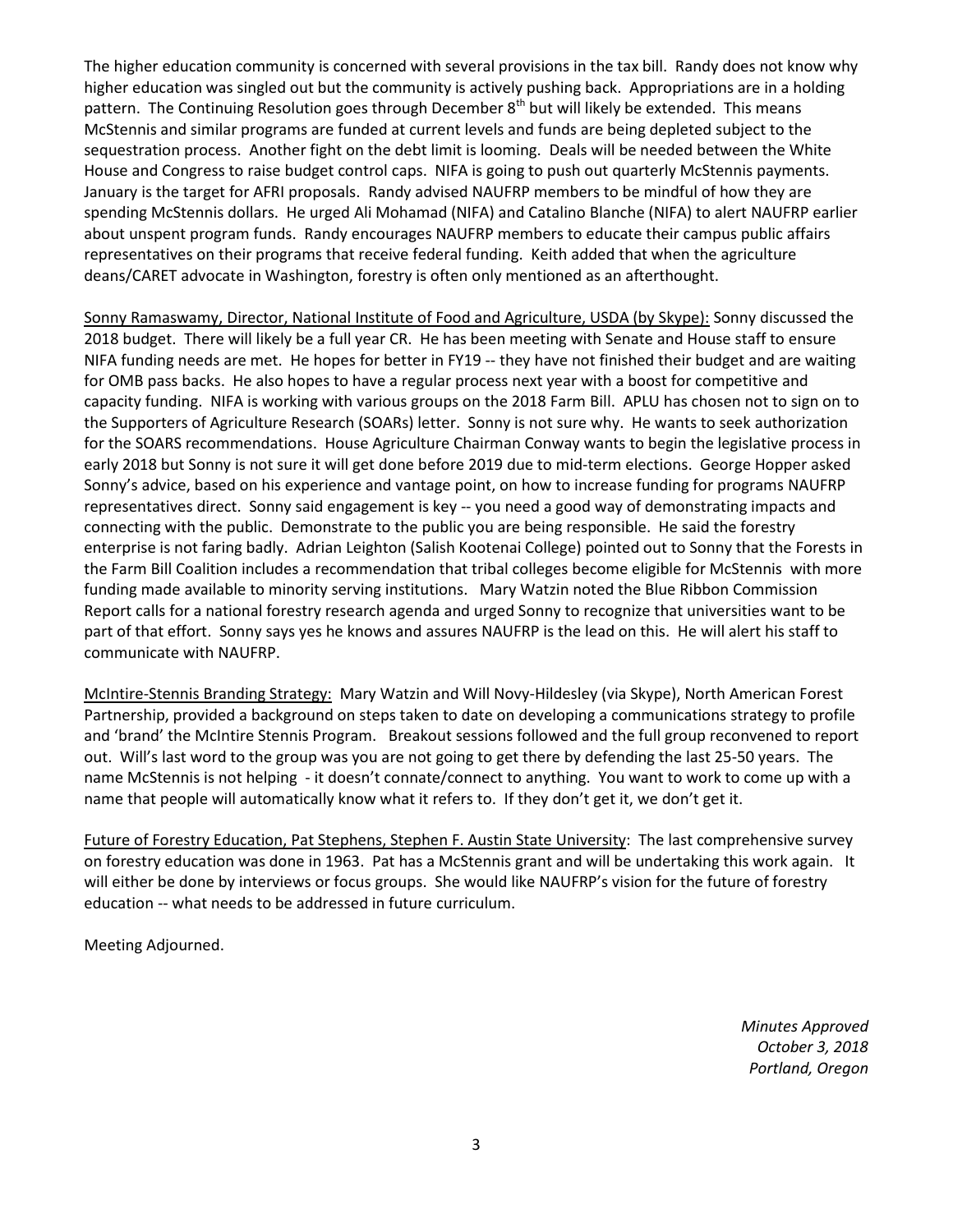The higher education community is concerned with several provisions in the tax bill. Randy does not know why higher education was singled out but the community is actively pushing back. Appropriations are in a holding pattern. The Continuing Resolution goes through December 8th but will likely be extended. This means McStennis and similar programs are funded at current levels and funds are being depleted subject to the sequestration process. Another fight on the debt limit is looming. Deals will be needed between the White House and Congress to raise budget control caps. NIFA is going to push out quarterly McStennis payments. January is the target for AFRI proposals. Randy advised NAUFRP members to be mindful of how they are spending McStennis dollars. He urged Ali Mohamad (NIFA) and Catalino Blanche (NIFA) to alert NAUFRP earlier about unspent program funds. Randy encourages NAUFRP members to educate their campus public affairs representatives on their programs that receive federal funding. Keith added that when the agriculture deans/CARET advocate in Washington, forestry is often only mentioned as an afterthought.

<u>Sonny Ramaswamy, Director, National Institute of Food and Agriculture, USDA (by Skype):</u> Sonny discussed the 2018 budget. There will likely be a full year CR. He has been meeting with Senate and House staff to ensure NIFA funding needs are met. He hopes for better in FY19 -- they have not finished their budget and are waiting for OMB pass backs. He also hopes to have a regular process next year with a boost for competitive and capacity funding. NIFA is working with various groups on the 2018 Farm Bill. APLU has chosen not to sign on to the Supporters of Agriculture Research (SOARs) letter. Sonny is not sure why. He wants to seek authorization for the SOARS recommendations. House Agriculture Chairman Conway wants to begin the legislative process in early 2018 but Sonny is not sure it will get done before 2019 due to mid-term elections. George Hopper asked Sonny's advice, based on his experience and vantage point, on how to increase funding for programs NAUFRP representatives direct. Sonny said engagement is key -- you need a good way of demonstrating impacts and connecting with the public. Demonstrate to the public you are being responsible. He said the forestry enterprise is not faring badly. Adrian Leighton (Salish Kootenai College) pointed out to Sonny that the Forests in the Farm Bill Coalition includes a recommendation that tribal colleges become eligible for McStennis with more funding made available to minority serving institutions. Mary Watzin noted the Blue Ribbon Commission Report calls for a national forestry research agenda and urged Sonny to recognize that universities want to be part of that effort. Sonny says yes he knows and assures NAUFRP is the lead on this. He will alert his staff to communicate with NAUFRP.

<u>McIntire-Stennis Branding Strategy:</u> Mary Watzin and Will Novy-Hildesley (via Skype), North American Forest Partnership, provided a background on steps taken to date on developing a communications strategy to profile and 'brand' the McIntire Stennis Program. Breakout sessions followed and the full group reconvened to report out. Will's last word to the group was you are not going to get there by defending the last 25-50 years. The name McStennis is not helping - it doesn't connate/connect to anything. You want to work to come up with a name that people will automatically know what it refers to. If they don't get it, we don't get it.

<u>Future of Forestry Education, Pat Stephens, Stephen F. Austin State University</u>: The last comprehensive survey on forestry education was done in 1963. Pat has a McStennis grant and will be undertaking this work again. It will either be done by interviews or focus groups. She would like NAUFRP's vision for the future of forestry education -- what needs to be addressed in future curriculum.

Meeting Adjourned.

*Minutes Approved*
*October 3, 2018*
*Portland, Oregon*